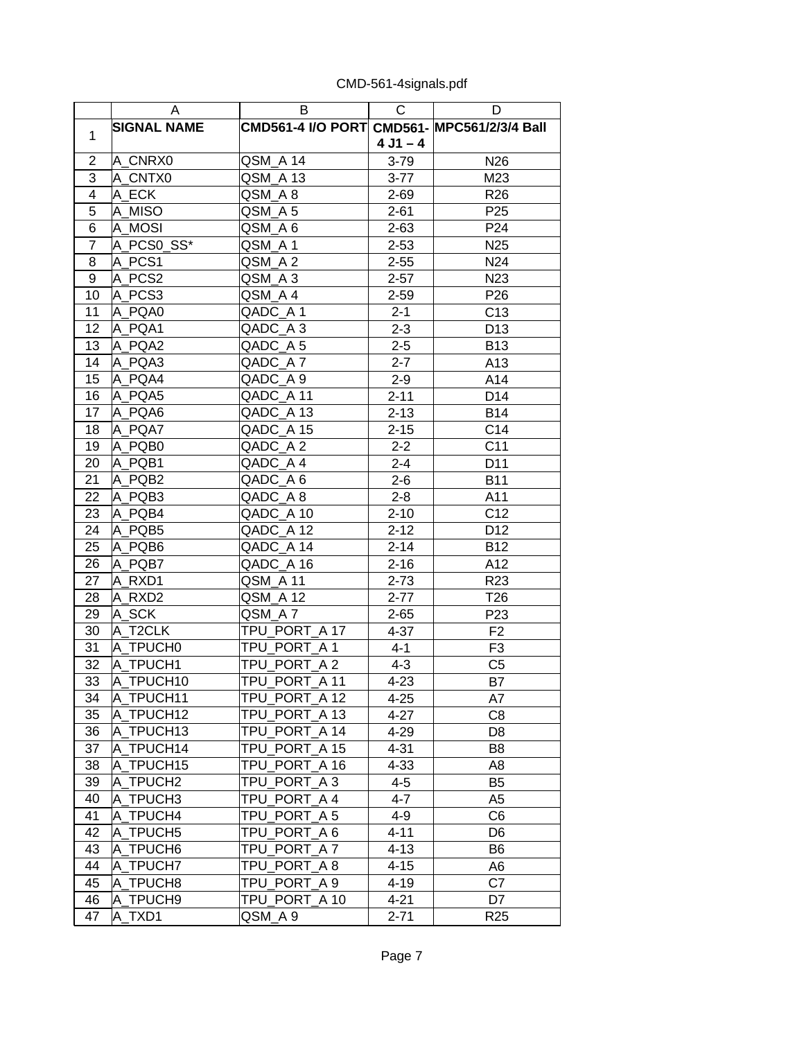CMD-561-4signals.pdf

| | A | B | C | D |
|---|---|---|---|---|
| 1 | **SIGNAL NAME** | **CMD561-4 I/O PORT** | **CMD561-4 J1 – 4** | **MPC561/2/3/4 Ball** |
| 2 | A_CNRX0 | QSM_A 14 | 3-79 | N26 |
| 3 | A_CNTX0 | QSM_A 13 | 3-77 | M23 |
| 4 | A_ECK | QSM_A 8 | 2-69 | R26 |
| 5 | A_MISO | QSM_A 5 | 2-61 | P25 |
| 6 | A_MOSI | QSM_A 6 | 2-63 | P24 |
| 7 | A_PCS0_SS* | QSM_A 1 | 2-53 | N25 |
| 8 | A_PCS1 | QSM_A 2 | 2-55 | N24 |
| 9 | A_PCS2 | QSM_A 3 | 2-57 | N23 |
| 10 | A_PCS3 | QSM_A 4 | 2-59 | P26 |
| 11 | A_PQA0 | QADC_A 1 | 2-1 | C13 |
| 12 | A_PQA1 | QADC_A 3 | 2-3 | D13 |
| 13 | A_PQA2 | QADC_A 5 | 2-5 | B13 |
| 14 | A_PQA3 | QADC_A 7 | 2-7 | A13 |
| 15 | A_PQA4 | QADC_A 9 | 2-9 | A14 |
| 16 | A_PQA5 | QADC_A 11 | 2-11 | D14 |
| 17 | A_PQA6 | QADC_A 13 | 2-13 | B14 |
| 18 | A_PQA7 | QADC_A 15 | 2-15 | C14 |
| 19 | A_PQB0 | QADC_A 2 | 2-2 | C11 |
| 20 | A_PQB1 | QADC_A 4 | 2-4 | D11 |
| 21 | A_PQB2 | QADC_A 6 | 2-6 | B11 |
| 22 | A_PQB3 | QADC_A 8 | 2-8 | A11 |
| 23 | A_PQB4 | QADC_A 10 | 2-10 | C12 |
| 24 | A_PQB5 | QADC_A 12 | 2-12 | D12 |
| 25 | A_PQB6 | QADC_A 14 | 2-14 | B12 |
| 26 | A_PQB7 | QADC_A 16 | 2-16 | A12 |
| 27 | A_RXD1 | QSM_A 11 | 2-73 | R23 |
| 28 | A_RXD2 | QSM_A 12 | 2-77 | T26 |
| 29 | A_SCK | QSM_A 7 | 2-65 | P23 |
| 30 | A_T2CLK | TPU_PORT_A 17 | 4-37 | F2 |
| 31 | A_TPUCH0 | TPU_PORT_A 1 | 4-1 | F3 |
| 32 | A_TPUCH1 | TPU_PORT_A 2 | 4-3 | C5 |
| 33 | A_TPUCH10 | TPU_PORT_A 11 | 4-23 | B7 |
| 34 | A_TPUCH11 | TPU_PORT_A 12 | 4-25 | A7 |
| 35 | A_TPUCH12 | TPU_PORT_A 13 | 4-27 | C8 |
| 36 | A_TPUCH13 | TPU_PORT_A 14 | 4-29 | D8 |
| 37 | A_TPUCH14 | TPU_PORT_A 15 | 4-31 | B8 |
| 38 | A_TPUCH15 | TPU_PORT_A 16 | 4-33 | A8 |
| 39 | A_TPUCH2 | TPU_PORT_A 3 | 4-5 | B5 |
| 40 | A_TPUCH3 | TPU_PORT_A 4 | 4-7 | A5 |
| 41 | A_TPUCH4 | TPU_PORT_A 5 | 4-9 | C6 |
| 42 | A_TPUCH5 | TPU_PORT_A 6 | 4-11 | D6 |
| 43 | A_TPUCH6 | TPU_PORT_A 7 | 4-13 | B6 |
| 44 | A_TPUCH7 | TPU_PORT_A 8 | 4-15 | A6 |
| 45 | A_TPUCH8 | TPU_PORT_A 9 | 4-19 | C7 |
| 46 | A_TPUCH9 | TPU_PORT_A 10 | 4-21 | D7 |
| 47 | A_TXD1 | QSM_A 9 | 2-71 | R25 |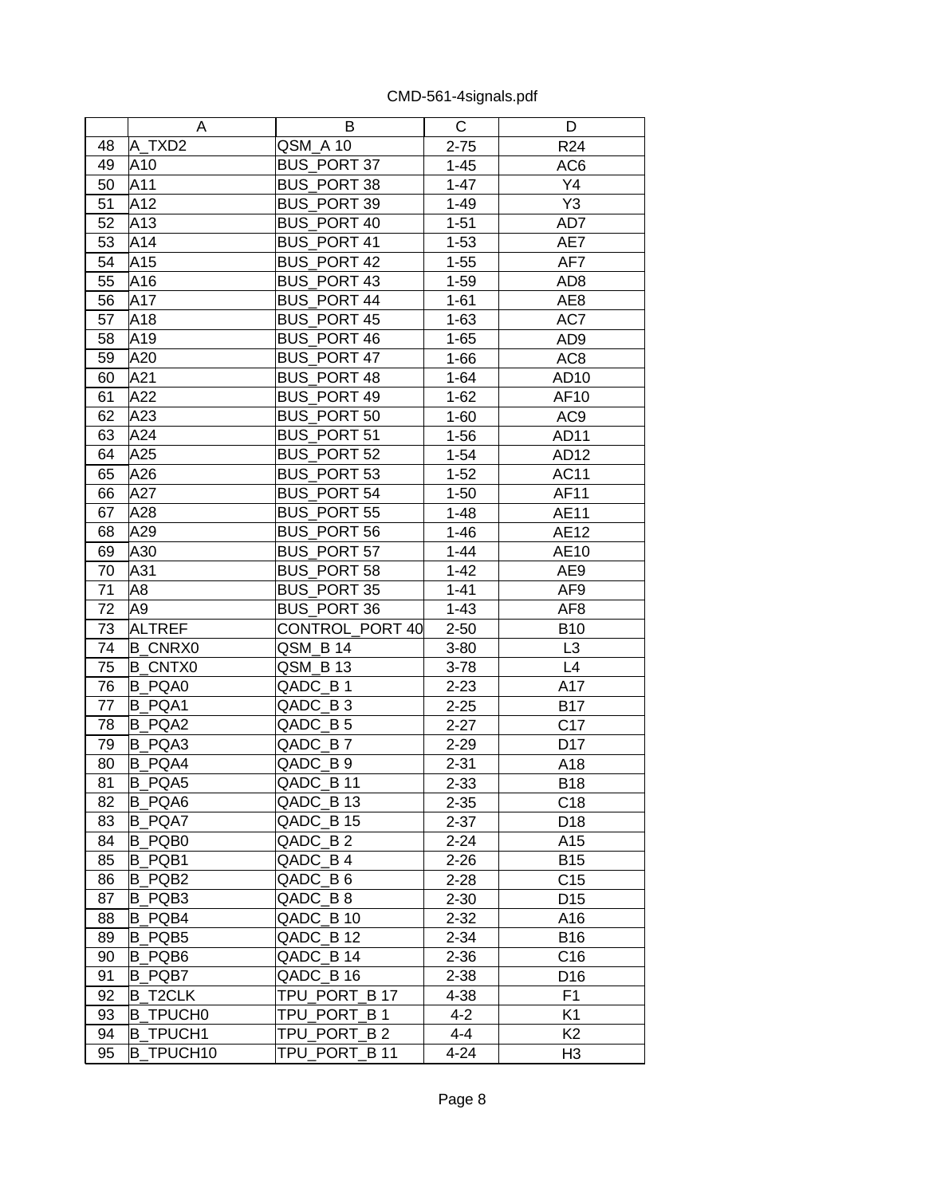|  | A | B | C | D |
|---|---|---|---|---|
| 48 | A_TXD2 | QSM_A 10 | 2-75 | R24 |
| 49 | A10 | BUS_PORT 37 | 1-45 | AC6 |
| 50 | A11 | BUS_PORT 38 | 1-47 | Y4 |
| 51 | A12 | BUS_PORT 39 | 1-49 | Y3 |
| 52 | A13 | BUS_PORT 40 | 1-51 | AD7 |
| 53 | A14 | BUS_PORT 41 | 1-53 | AE7 |
| 54 | A15 | BUS_PORT 42 | 1-55 | AF7 |
| 55 | A16 | BUS_PORT 43 | 1-59 | AD8 |
| 56 | A17 | BUS_PORT 44 | 1-61 | AE8 |
| 57 | A18 | BUS_PORT 45 | 1-63 | AC7 |
| 58 | A19 | BUS_PORT 46 | 1-65 | AD9 |
| 59 | A20 | BUS_PORT 47 | 1-66 | AC8 |
| 60 | A21 | BUS_PORT 48 | 1-64 | AD10 |
| 61 | A22 | BUS_PORT 49 | 1-62 | AF10 |
| 62 | A23 | BUS_PORT 50 | 1-60 | AC9 |
| 63 | A24 | BUS_PORT 51 | 1-56 | AD11 |
| 64 | A25 | BUS_PORT 52 | 1-54 | AD12 |
| 65 | A26 | BUS_PORT 53 | 1-52 | AC11 |
| 66 | A27 | BUS_PORT 54 | 1-50 | AF11 |
| 67 | A28 | BUS_PORT 55 | 1-48 | AE11 |
| 68 | A29 | BUS_PORT 56 | 1-46 | AE12 |
| 69 | A30 | BUS_PORT 57 | 1-44 | AE10 |
| 70 | A31 | BUS_PORT 58 | 1-42 | AE9 |
| 71 | A8 | BUS_PORT 35 | 1-41 | AF9 |
| 72 | A9 | BUS_PORT 36 | 1-43 | AF8 |
| 73 | ALTREF | CONTROL_PORT 40 | 2-50 | B10 |
| 74 | B_CNRX0 | QSM_B 14 | 3-80 | L3 |
| 75 | B_CNTX0 | QSM_B 13 | 3-78 | L4 |
| 76 | B_PQA0 | QADC_B 1 | 2-23 | A17 |
| 77 | B_PQA1 | QADC_B 3 | 2-25 | B17 |
| 78 | B_PQA2 | QADC_B 5 | 2-27 | C17 |
| 79 | B_PQA3 | QADC_B 7 | 2-29 | D17 |
| 80 | B_PQA4 | QADC_B 9 | 2-31 | A18 |
| 81 | B_PQA5 | QADC_B 11 | 2-33 | B18 |
| 82 | B_PQA6 | QADC_B 13 | 2-35 | C18 |
| 83 | B_PQA7 | QADC_B 15 | 2-37 | D18 |
| 84 | B_PQB0 | QADC_B 2 | 2-24 | A15 |
| 85 | B_PQB1 | QADC_B 4 | 2-26 | B15 |
| 86 | B_PQB2 | QADC_B 6 | 2-28 | C15 |
| 87 | B_PQB3 | QADC_B 8 | 2-30 | D15 |
| 88 | B_PQB4 | QADC_B 10 | 2-32 | A16 |
| 89 | B_PQB5 | QADC_B 12 | 2-34 | B16 |
| 90 | B_PQB6 | QADC_B 14 | 2-36 | C16 |
| 91 | B_PQB7 | QADC_B 16 | 2-38 | D16 |
| 92 | B_T2CLK | TPU_PORT_B 17 | 4-38 | F1 |
| 93 | B_TPUCH0 | TPU_PORT_B 1 | 4-2 | K1 |
| 94 | B_TPUCH1 | TPU_PORT_B 2 | 4-4 | K2 |
| 95 | B_TPUCH10 | TPU_PORT_B 11 | 4-24 | H3 |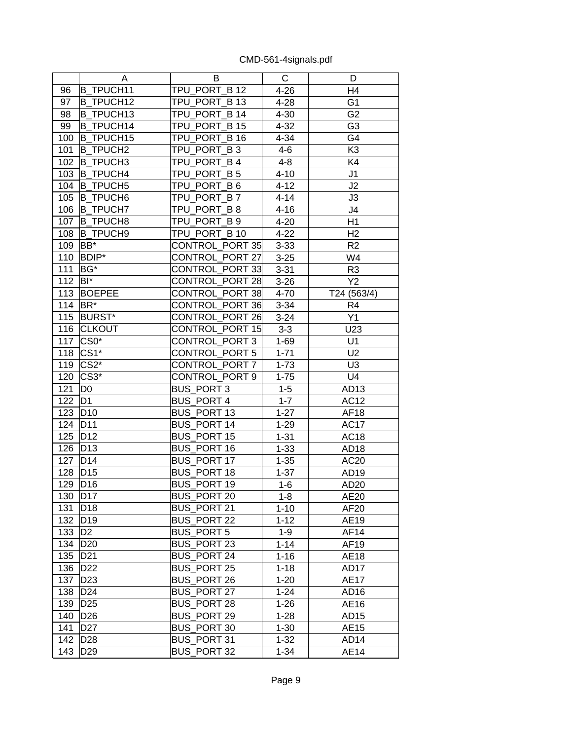CMD-561-4signals.pdf

| | A | B | C | D |
|---|---|---|---|---|
| 96 | B_TPUCH11 | TPU_PORT_B 12 | 4-26 | H4 |
| 97 | B_TPUCH12 | TPU_PORT_B 13 | 4-28 | G1 |
| 98 | B_TPUCH13 | TPU_PORT_B 14 | 4-30 | G2 |
| 99 | B_TPUCH14 | TPU_PORT_B 15 | 4-32 | G3 |
| 100 | B_TPUCH15 | TPU_PORT_B 16 | 4-34 | G4 |
| 101 | B_TPUCH2 | TPU_PORT_B 3 | 4-6 | K3 |
| 102 | B_TPUCH3 | TPU_PORT_B 4 | 4-8 | K4 |
| 103 | B_TPUCH4 | TPU_PORT_B 5 | 4-10 | J1 |
| 104 | B_TPUCH5 | TPU_PORT_B 6 | 4-12 | J2 |
| 105 | B_TPUCH6 | TPU_PORT_B 7 | 4-14 | J3 |
| 106 | B_TPUCH7 | TPU_PORT_B 8 | 4-16 | J4 |
| 107 | B_TPUCH8 | TPU_PORT_B 9 | 4-20 | H1 |
| 108 | B_TPUCH9 | TPU_PORT_B 10 | 4-22 | H2 |
| 109 | BB* | CONTROL_PORT 35 | 3-33 | R2 |
| 110 | BDIP* | CONTROL_PORT 27 | 3-25 | W4 |
| 111 | BG* | CONTROL_PORT 33 | 3-31 | R3 |
| 112 | BI* | CONTROL_PORT 28 | 3-26 | Y2 |
| 113 | BOEPEE | CONTROL_PORT 38 | 4-70 | T24 (563/4) |
| 114 | BR* | CONTROL_PORT 36 | 3-34 | R4 |
| 115 | BURST* | CONTROL_PORT 26 | 3-24 | Y1 |
| 116 | CLKOUT | CONTROL_PORT 15 | 3-3 | U23 |
| 117 | CS0* | CONTROL_PORT 3 | 1-69 | U1 |
| 118 | CS1* | CONTROL_PORT 5 | 1-71 | U2 |
| 119 | CS2* | CONTROL_PORT 7 | 1-73 | U3 |
| 120 | CS3* | CONTROL_PORT 9 | 1-75 | U4 |
| 121 | D0 | BUS_PORT 3 | 1-5 | AD13 |
| 122 | D1 | BUS_PORT 4 | 1-7 | AC12 |
| 123 | D10 | BUS_PORT 13 | 1-27 | AF18 |
| 124 | D11 | BUS_PORT 14 | 1-29 | AC17 |
| 125 | D12 | BUS_PORT 15 | 1-31 | AC18 |
| 126 | D13 | BUS_PORT 16 | 1-33 | AD18 |
| 127 | D14 | BUS_PORT 17 | 1-35 | AC20 |
| 128 | D15 | BUS_PORT 18 | 1-37 | AD19 |
| 129 | D16 | BUS_PORT 19 | 1-6 | AD20 |
| 130 | D17 | BUS_PORT 20 | 1-8 | AE20 |
| 131 | D18 | BUS_PORT 21 | 1-10 | AF20 |
| 132 | D19 | BUS_PORT 22 | 1-12 | AE19 |
| 133 | D2 | BUS_PORT 5 | 1-9 | AF14 |
| 134 | D20 | BUS_PORT 23 | 1-14 | AF19 |
| 135 | D21 | BUS_PORT 24 | 1-16 | AE18 |
| 136 | D22 | BUS_PORT 25 | 1-18 | AD17 |
| 137 | D23 | BUS_PORT 26 | 1-20 | AE17 |
| 138 | D24 | BUS_PORT 27 | 1-24 | AD16 |
| 139 | D25 | BUS_PORT 28 | 1-26 | AE16 |
| 140 | D26 | BUS_PORT 29 | 1-28 | AD15 |
| 141 | D27 | BUS_PORT 30 | 1-30 | AE15 |
| 142 | D28 | BUS_PORT 31 | 1-32 | AD14 |
| 143 | D29 | BUS_PORT 32 | 1-34 | AE14 |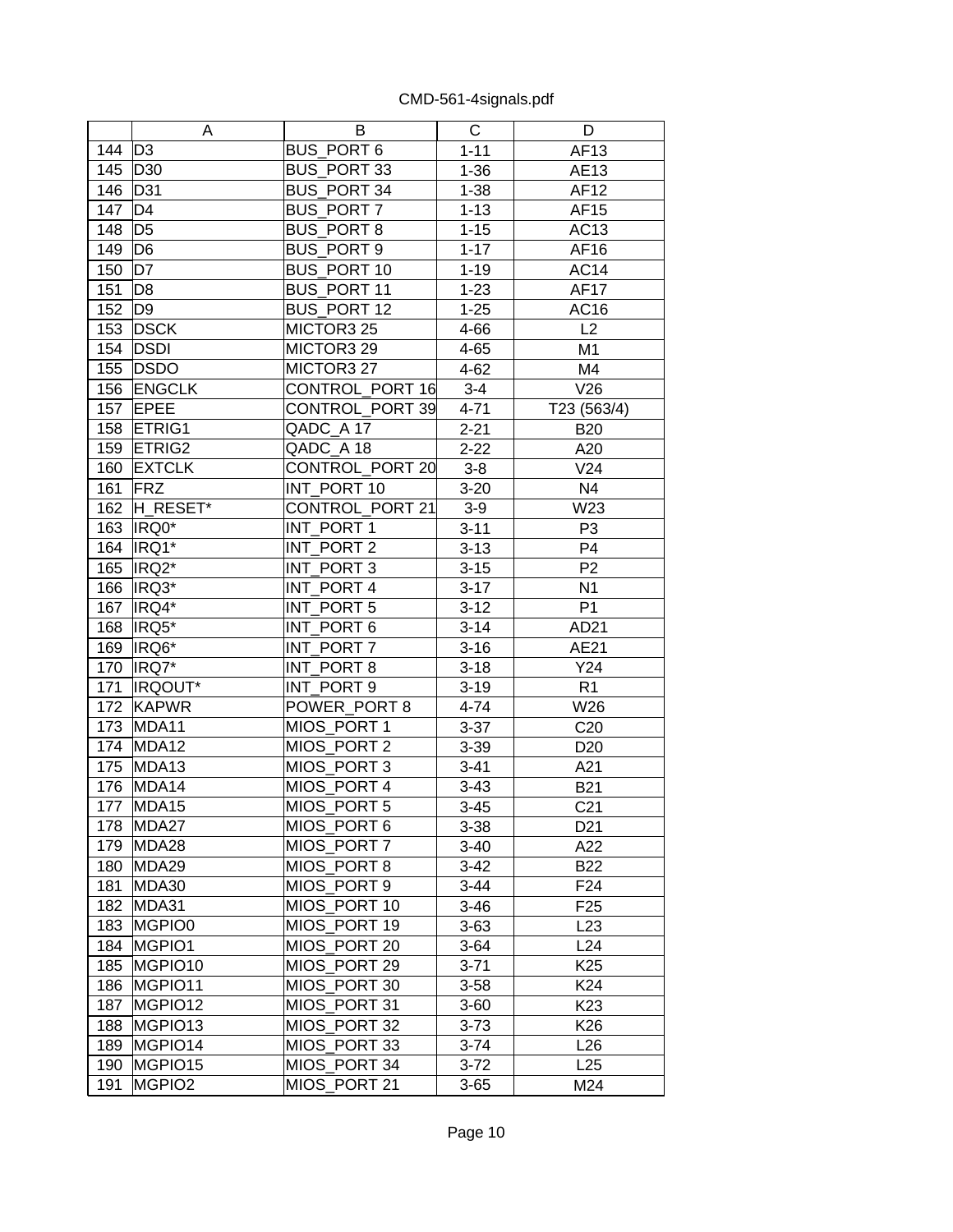CMD-561-4signals.pdf

| | A | B | C | D |
|---|---|---|---|---|
| 144 | D3 | BUS_PORT 6 | 1-11 | AF13 |
| 145 | D30 | BUS_PORT 33 | 1-36 | AE13 |
| 146 | D31 | BUS_PORT 34 | 1-38 | AF12 |
| 147 | D4 | BUS_PORT 7 | 1-13 | AF15 |
| 148 | D5 | BUS_PORT 8 | 1-15 | AC13 |
| 149 | D6 | BUS_PORT 9 | 1-17 | AF16 |
| 150 | D7 | BUS_PORT 10 | 1-19 | AC14 |
| 151 | D8 | BUS_PORT 11 | 1-23 | AF17 |
| 152 | D9 | BUS_PORT 12 | 1-25 | AC16 |
| 153 | DSCK | MICTOR3 25 | 4-66 | L2 |
| 154 | DSDI | MICTOR3 29 | 4-65 | M1 |
| 155 | DSDO | MICTOR3 27 | 4-62 | M4 |
| 156 | ENGCLK | CONTROL_PORT 16 | 3-4 | V26 |
| 157 | EPEE | CONTROL_PORT 39 | 4-71 | T23 (563/4) |
| 158 | ETRIG1 | QADC_A 17 | 2-21 | B20 |
| 159 | ETRIG2 | QADC_A 18 | 2-22 | A20 |
| 160 | EXTCLK | CONTROL_PORT 20 | 3-8 | V24 |
| 161 | FRZ | INT_PORT 10 | 3-20 | N4 |
| 162 | H_RESET* | CONTROL_PORT 21 | 3-9 | W23 |
| 163 | IRQ0* | INT_PORT 1 | 3-11 | P3 |
| 164 | IRQ1* | INT_PORT 2 | 3-13 | P4 |
| 165 | IRQ2* | INT_PORT 3 | 3-15 | P2 |
| 166 | IRQ3* | INT_PORT 4 | 3-17 | N1 |
| 167 | IRQ4* | INT_PORT 5 | 3-12 | P1 |
| 168 | IRQ5* | INT_PORT 6 | 3-14 | AD21 |
| 169 | IRQ6* | INT_PORT 7 | 3-16 | AE21 |
| 170 | IRQ7* | INT_PORT 8 | 3-18 | Y24 |
| 171 | IRQOUT* | INT_PORT 9 | 3-19 | R1 |
| 172 | KAPWR | POWER_PORT 8 | 4-74 | W26 |
| 173 | MDA11 | MIOS_PORT 1 | 3-37 | C20 |
| 174 | MDA12 | MIOS_PORT 2 | 3-39 | D20 |
| 175 | MDA13 | MIOS_PORT 3 | 3-41 | A21 |
| 176 | MDA14 | MIOS_PORT 4 | 3-43 | B21 |
| 177 | MDA15 | MIOS_PORT 5 | 3-45 | C21 |
| 178 | MDA27 | MIOS_PORT 6 | 3-38 | D21 |
| 179 | MDA28 | MIOS_PORT 7 | 3-40 | A22 |
| 180 | MDA29 | MIOS_PORT 8 | 3-42 | B22 |
| 181 | MDA30 | MIOS_PORT 9 | 3-44 | F24 |
| 182 | MDA31 | MIOS_PORT 10 | 3-46 | F25 |
| 183 | MGPIO0 | MIOS_PORT 19 | 3-63 | L23 |
| 184 | MGPIO1 | MIOS_PORT 20 | 3-64 | L24 |
| 185 | MGPIO10 | MIOS_PORT 29 | 3-71 | K25 |
| 186 | MGPIO11 | MIOS_PORT 30 | 3-58 | K24 |
| 187 | MGPIO12 | MIOS_PORT 31 | 3-60 | K23 |
| 188 | MGPIO13 | MIOS_PORT 32 | 3-73 | K26 |
| 189 | MGPIO14 | MIOS_PORT 33 | 3-74 | L26 |
| 190 | MGPIO15 | MIOS_PORT 34 | 3-72 | L25 |
| 191 | MGPIO2 | MIOS_PORT 21 | 3-65 | M24 |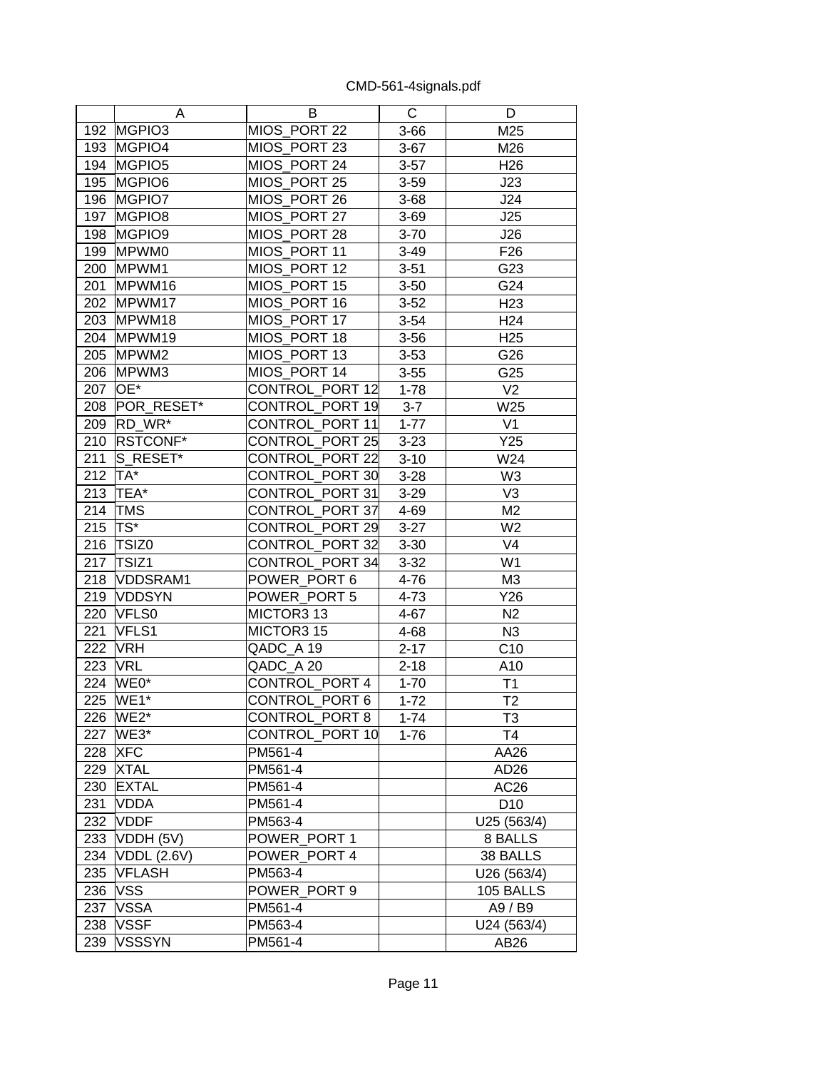| | A | B | C | D |
|---|---|---|---|---|
| 192 | MGPIO3 | MIOS_PORT 22 | 3-66 | M25 |
| 193 | MGPIO4 | MIOS_PORT 23 | 3-67 | M26 |
| 194 | MGPIO5 | MIOS_PORT 24 | 3-57 | H26 |
| 195 | MGPIO6 | MIOS_PORT 25 | 3-59 | J23 |
| 196 | MGPIO7 | MIOS_PORT 26 | 3-68 | J24 |
| 197 | MGPIO8 | MIOS_PORT 27 | 3-69 | J25 |
| 198 | MGPIO9 | MIOS_PORT 28 | 3-70 | J26 |
| 199 | MPWM0 | MIOS_PORT 11 | 3-49 | F26 |
| 200 | MPWM1 | MIOS_PORT 12 | 3-51 | G23 |
| 201 | MPWM16 | MIOS_PORT 15 | 3-50 | G24 |
| 202 | MPWM17 | MIOS_PORT 16 | 3-52 | H23 |
| 203 | MPWM18 | MIOS_PORT 17 | 3-54 | H24 |
| 204 | MPWM19 | MIOS_PORT 18 | 3-56 | H25 |
| 205 | MPWM2 | MIOS_PORT 13 | 3-53 | G26 |
| 206 | MPWM3 | MIOS_PORT 14 | 3-55 | G25 |
| 207 | OE* | CONTROL_PORT 12 | 1-78 | V2 |
| 208 | POR_RESET* | CONTROL_PORT 19 | 3-7 | W25 |
| 209 | RD_WR* | CONTROL_PORT 11 | 1-77 | V1 |
| 210 | RSTCONF* | CONTROL_PORT 25 | 3-23 | Y25 |
| 211 | S_RESET* | CONTROL_PORT 22 | 3-10 | W24 |
| 212 | TA* | CONTROL_PORT 30 | 3-28 | W3 |
| 213 | TEA* | CONTROL_PORT 31 | 3-29 | V3 |
| 214 | TMS | CONTROL_PORT 37 | 4-69 | M2 |
| 215 | TS* | CONTROL_PORT 29 | 3-27 | W2 |
| 216 | TSIZ0 | CONTROL_PORT 32 | 3-30 | V4 |
| 217 | TSIZ1 | CONTROL_PORT 34 | 3-32 | W1 |
| 218 | VDDSRAM1 | POWER_PORT 6 | 4-76 | M3 |
| 219 | VDDSYN | POWER_PORT 5 | 4-73 | Y26 |
| 220 | VFLS0 | MICTOR3 13 | 4-67 | N2 |
| 221 | VFLS1 | MICTOR3 15 | 4-68 | N3 |
| 222 | VRH | QADC_A 19 | 2-17 | C10 |
| 223 | VRL | QADC_A 20 | 2-18 | A10 |
| 224 | WE0* | CONTROL_PORT 4 | 1-70 | T1 |
| 225 | WE1* | CONTROL_PORT 6 | 1-72 | T2 |
| 226 | WE2* | CONTROL_PORT 8 | 1-74 | T3 |
| 227 | WE3* | CONTROL_PORT 10 | 1-76 | T4 |
| 228 | XFC | PM561-4 | | AA26 |
| 229 | XTAL | PM561-4 | | AD26 |
| 230 | EXTAL | PM561-4 | | AC26 |
| 231 | VDDA | PM561-4 | | D10 |
| 232 | VDDF | PM563-4 | | U25 (563/4) |
| 233 | VDDH (5V) | POWER_PORT 1 | | 8 BALLS |
| 234 | VDDL (2.6V) | POWER_PORT 4 | | 38 BALLS |
| 235 | VFLASH | PM563-4 | | U26 (563/4) |
| 236 | VSS | POWER_PORT 9 | | 105 BALLS |
| 237 | VSSA | PM561-4 | | A9 / B9 |
| 238 | VSSF | PM563-4 | | U24 (563/4) |
| 239 | VSSSYN | PM561-4 | | AB26 |